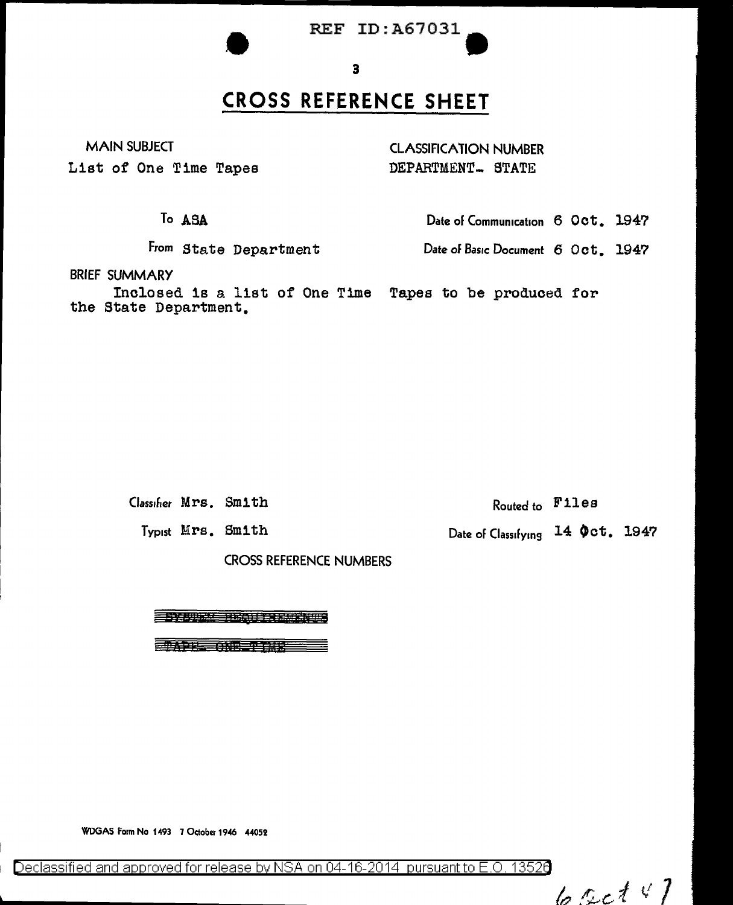REF ID:A67031

3

# CROSS REFERENCE SHEET

MAIN SUBJECT
List of One Time Tapes

CLASSIFICATION NUMBER
DEPARTMENT- STATE

To ASA

Date of Communication 6 Oct. 1947

From State Department

Date of Basic Document 6 Oct. 1947

BRIEF SUMMARY

Inclosed is a list of One Time Tapes to be produced for the State Department.

Classifier Mrs. Smith

Routed to Files

Typist Mrs. Smith

Date of Classifying 14 Oct. 1947

CROSS REFERENCE NUMBERS

~~SYSTEM REQUIREMENTS~~

~~TAPE- ONE TIME~~

WDGAS Form No 1493 7 October 1946 44052

Declassified and approved for release by NSA on 04-16-2014 pursuant to E.O. 13526

6 Oct 47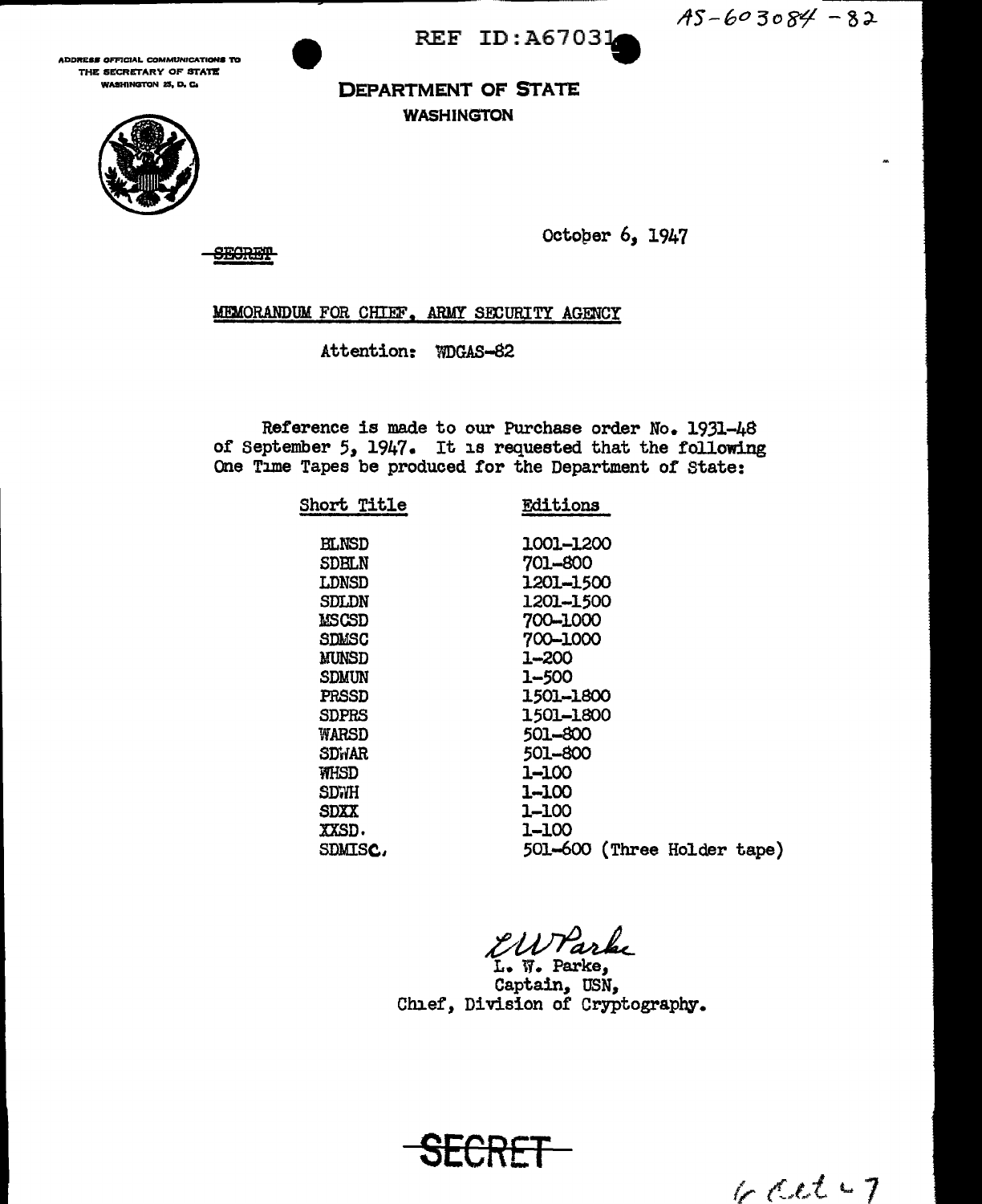AS-603084 -82

REF ID:A67031

ADDRESS OFFICIAL COMMUNICATIONS TO THE SECRETARY OF STATE WASHINGTON 25, D. C.

# DEPARTMENT OF STATE

**WASHINGTON**

October 6, 1947

~~SECRET~~

MEMORANDUM FOR CHIEF, ARMY SECURITY AGENCY

Attention: WDGAS-82

Reference is made to our Purchase order No. 1931-48 of September 5, 1947. It is requested that the following One Time Tapes be produced for the Department of State:

| Short Title | Editions |
|---|---|
| BLNSD | 1001-1200 |
| SDBLN | 701-800 |
| LDNSD | 1201-1500 |
| SDLDN | 1201-1500 |
| MSCSD | 700-1000 |
| SDMSC | 700-1000 |
| MUNSD | 1-200 |
| SDMUN | 1-500 |
| PRSSD | 1501-1800 |
| SDPRS | 1501-1800 |
| WARSD | 501-800 |
| SDWAR | 501-800 |
| WHSD | 1-100 |
| SDWH | 1-100 |
| SDXX | 1-100 |
| XXSD. | 1-100 |
| SDMISC. | 501-600 (Three Holder tape) |

L W Parke

L. W. Parke,
Captain, USN,
Chief, Division of Cryptography.

~~SECRET~~

6 Oct 47